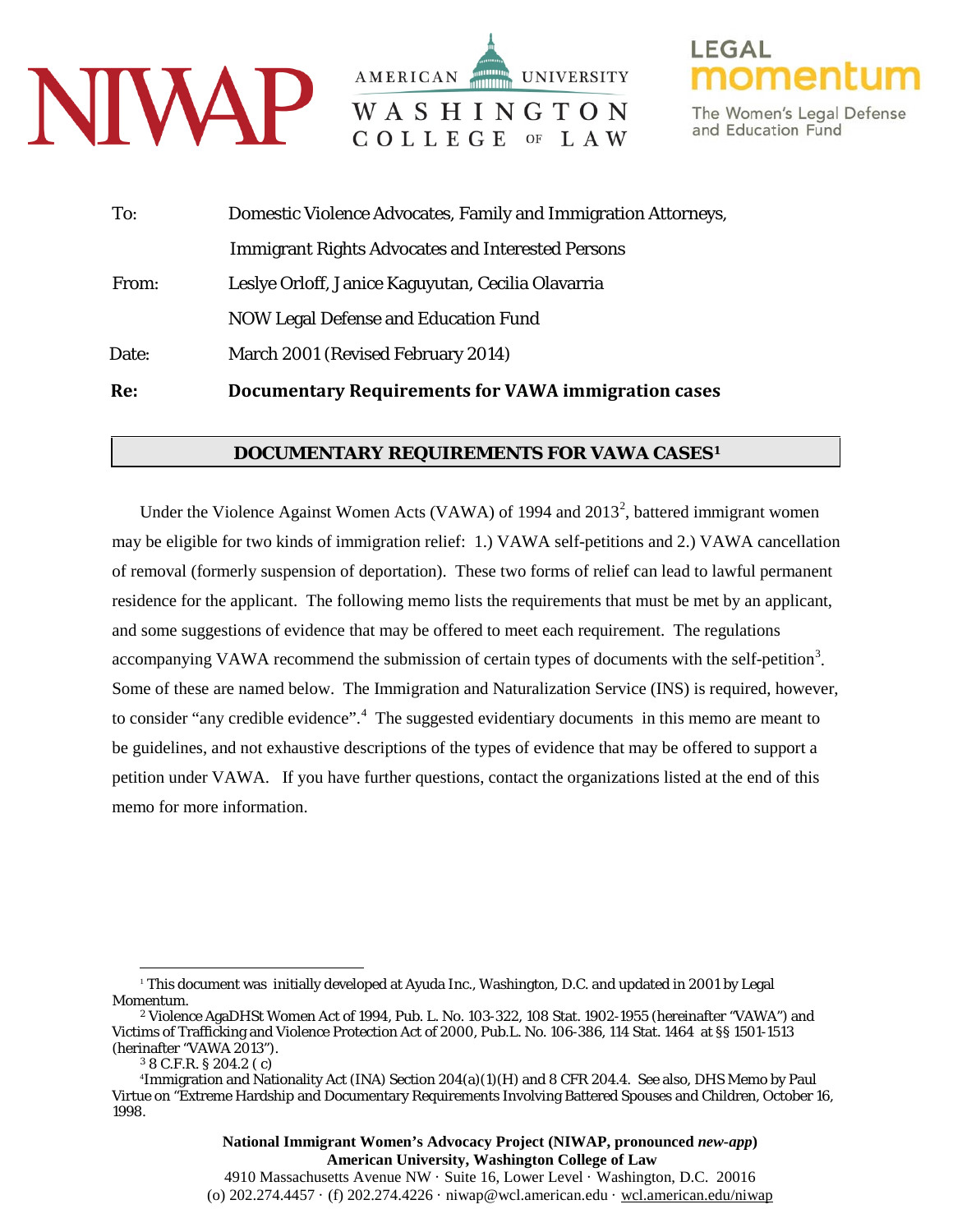NIWAP | AMERICAN UNIVERSITY WASHINGTON COLLEGE OF LAW | LEGAL momentum The Women's Legal Defense and Education Fund

To: Domestic Violence Advocates, Family and Immigration Attorneys, Immigrant Rights Advocates and Interested Persons

From: Leslye Orloff, Janice Kaguyutan, Cecilia Olavarria
NOW Legal Defense and Education Fund

Date: March 2001 (Revised February 2014)

**Re: Documentary Requirements for VAWA immigration cases**

## DOCUMENTARY REQUIREMENTS FOR VAWA CASES[1]

Under the Violence Against Women Acts (VAWA) of 1994 and 2013[2], battered immigrant women may be eligible for two kinds of immigration relief: 1.) VAWA self-petitions and 2.) VAWA cancellation of removal (formerly suspension of deportation). These two forms of relief can lead to lawful permanent residence for the applicant. The following memo lists the requirements that must be met by an applicant, and some suggestions of evidence that may be offered to meet each requirement. The regulations accompanying VAWA recommend the submission of certain types of documents with the self-petition[3]. Some of these are named below. The Immigration and Naturalization Service (INS) is required, however, to consider "any credible evidence".[4] The suggested evidentiary documents in this memo are meant to be guidelines, and not exhaustive descriptions of the types of evidence that may be offered to support a petition under VAWA. If you have further questions, contact the organizations listed at the end of this memo for more information.

---

[1] This document was initially developed at Ayuda Inc., Washington, D.C. and updated in 2001 by Legal Momentum.

[2] Violence AgaDHSt Women Act of 1994, Pub. L. No. 103-322, 108 Stat. 1902-1955 (hereinafter "VAWA") and Victims of Trafficking and Violence Protection Act of 2000, Pub.L. No. 106-386, 114 Stat. 1464 at §§ 1501-1513 (herinafter "VAWA 2013").

[3] 8 C.F.R. § 204.2 ( c)

[4] Immigration and Nationality Act (INA) Section 204(a)(1)(H) and 8 CFR 204.4. See also, DHS Memo by Paul Virtue on "Extreme Hardship and Documentary Requirements Involving Battered Spouses and Children, October 16, 1998.

**National Immigrant Women's Advocacy Project (NIWAP, pronounced *new-app*)**
**American University, Washington College of Law**
4910 Massachusetts Avenue NW · Suite 16, Lower Level · Washington, D.C. 20016
(o) 202.274.4457 · (f) 202.274.4226 · niwap@wcl.american.edu · wcl.american.edu/niwap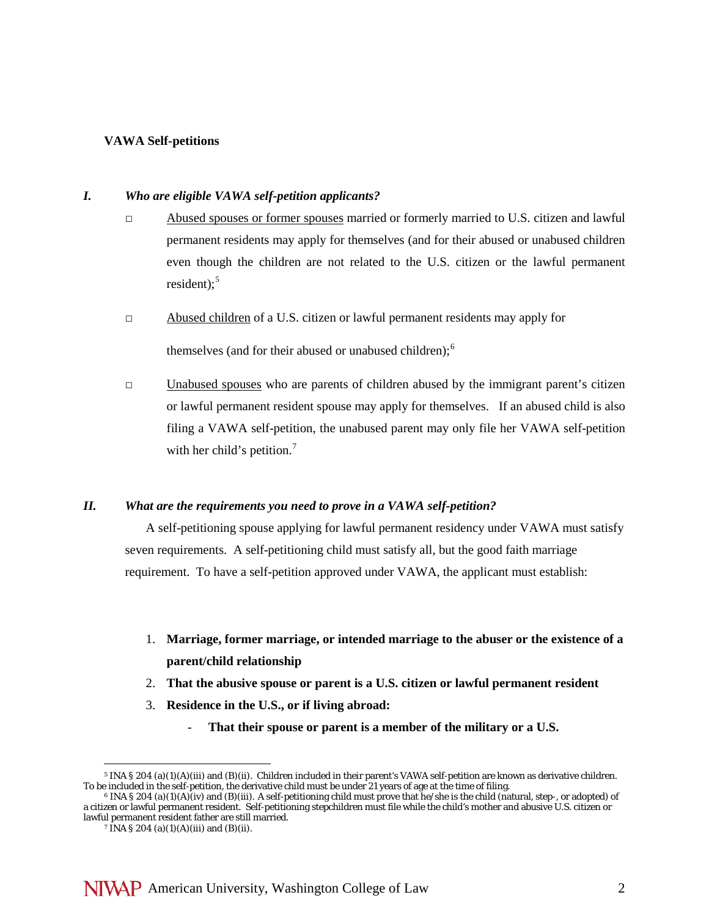**VAWA Self-petitions**

### *I. Who are eligible VAWA self-petition applicants?*

- Abused spouses or former spouses married or formerly married to U.S. citizen and lawful permanent residents may apply for themselves (and for their abused or unabused children even though the children are not related to the U.S. citizen or the lawful permanent resident);[5]
- Abused children of a U.S. citizen or lawful permanent residents may apply for themselves (and for their abused or unabused children);[6]
- Unabused spouses who are parents of children abused by the immigrant parent's citizen or lawful permanent resident spouse may apply for themselves. If an abused child is also filing a VAWA self-petition, the unabused parent may only file her VAWA self-petition with her child's petition.[7]

### *II. What are the requirements you need to prove in a VAWA self-petition?*

A self-petitioning spouse applying for lawful permanent residency under VAWA must satisfy seven requirements. A self-petitioning child must satisfy all, but the good faith marriage requirement. To have a self-petition approved under VAWA, the applicant must establish:

1. **Marriage, former marriage, or intended marriage to the abuser or the existence of a parent/child relationship**
2. **That the abusive spouse or parent is a U.S. citizen or lawful permanent resident**
3. **Residence in the U.S., or if living abroad:**
   - **That their spouse or parent is a member of the military or a U.S.**

---

[5] INA § 204 (a)(1)(A)(iii) and (B)(ii). Children included in their parent's VAWA self-petition are known as derivative children. To be included in the self-petition, the derivative child must be under 21 years of age at the time of filing.

[6] INA § 204 (a)(1)(A)(iv) and (B)(iii). A self-petitioning child must prove that he/she is the child (natural, step-, or adopted) of a citizen or lawful permanent resident. Self-petitioning stepchildren must file while the child's mother and abusive U.S. citizen or lawful permanent resident father are still married.

[7] INA § 204 (a)(1)(A)(iii) and (B)(ii).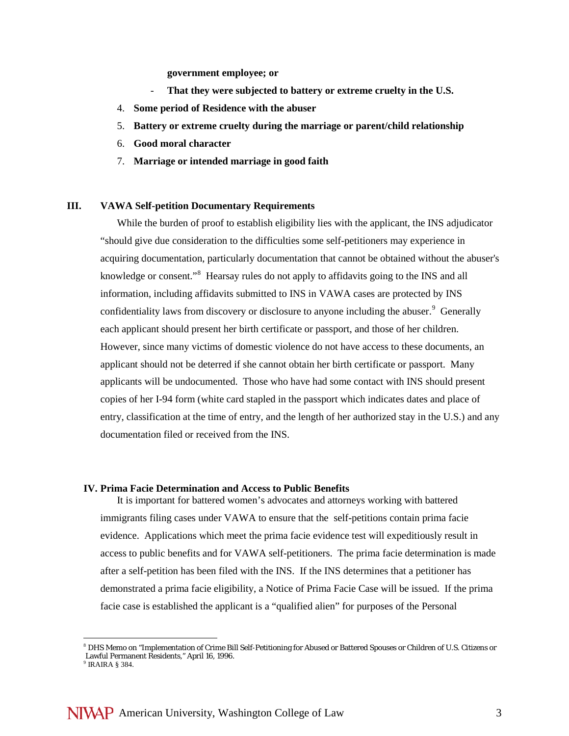**government employee; or**

- **That they were subjected to battery or extreme cruelty in the U.S.**

4. **Some period of Residence with the abuser**
5. **Battery or extreme cruelty during the marriage or parent/child relationship**
6. **Good moral character**
7. **Marriage or intended marriage in good faith**

## III. VAWA Self-petition Documentary Requirements

While the burden of proof to establish eligibility lies with the applicant, the INS adjudicator "should give due consideration to the difficulties some self-petitioners may experience in acquiring documentation, particularly documentation that cannot be obtained without the abuser's knowledge or consent."[8] Hearsay rules do not apply to affidavits going to the INS and all information, including affidavits submitted to INS in VAWA cases are protected by INS confidentiality laws from discovery or disclosure to anyone including the abuser.[9] Generally each applicant should present her birth certificate or passport, and those of her children. However, since many victims of domestic violence do not have access to these documents, an applicant should not be deterred if she cannot obtain her birth certificate or passport. Many applicants will be undocumented. Those who have had some contact with INS should present copies of her I-94 form (white card stapled in the passport which indicates dates and place of entry, classification at the time of entry, and the length of her authorized stay in the U.S.) and any documentation filed or received from the INS.

## IV. Prima Facie Determination and Access to Public Benefits

It is important for battered women's advocates and attorneys working with battered immigrants filing cases under VAWA to ensure that the self-petitions contain prima facie evidence. Applications which meet the prima facie evidence test will expeditiously result in access to public benefits and for VAWA self-petitioners. The prima facie determination is made after a self-petition has been filed with the INS. If the INS determines that a petitioner has demonstrated a prima facie eligibility, a Notice of Prima Facie Case will be issued. If the prima facie case is established the applicant is a "qualified alien" for purposes of the Personal

---

[8] DHS Memo on "Implementation of Crime Bill Self-Petitioning for Abused or Battered Spouses or Children of U.S. Citizens or Lawful Permanent Residents," April 16, 1996.

[9] IRAIRA § 384.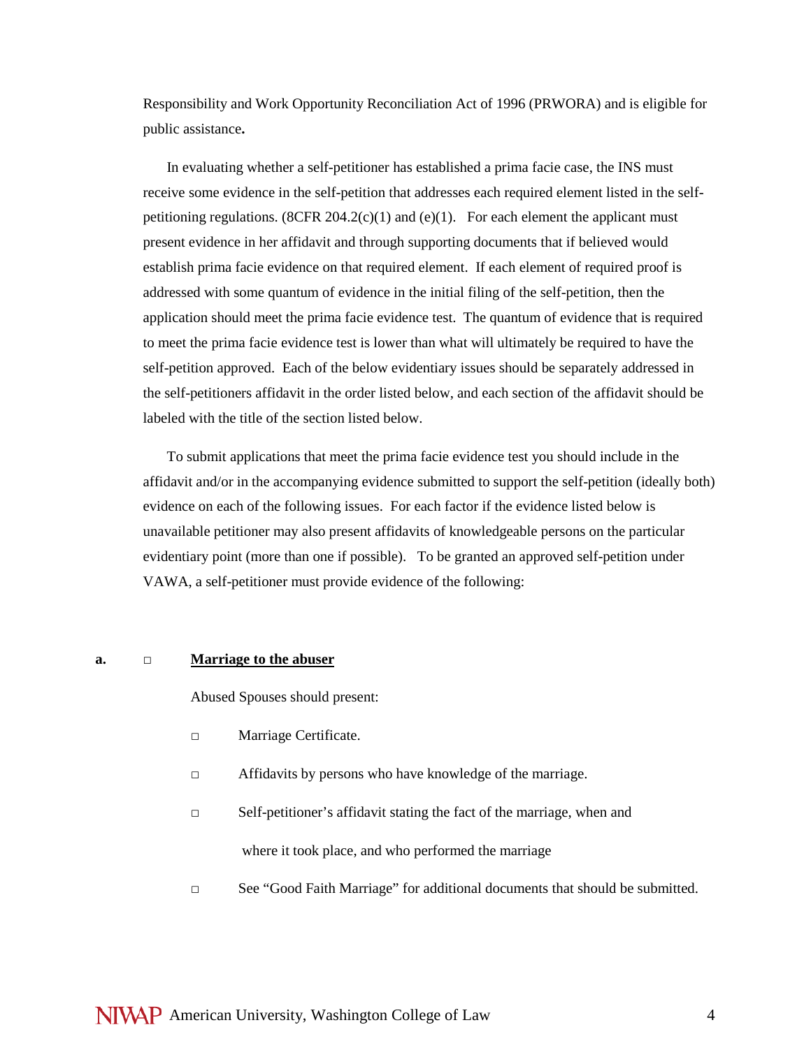Responsibility and Work Opportunity Reconciliation Act of 1996 (PRWORA) and is eligible for public assistance**.**

In evaluating whether a self-petitioner has established a prima facie case, the INS must receive some evidence in the self-petition that addresses each required element listed in the self-petitioning regulations. (8CFR 204.2(c)(1) and (e)(1). For each element the applicant must present evidence in her affidavit and through supporting documents that if believed would establish prima facie evidence on that required element. If each element of required proof is addressed with some quantum of evidence in the initial filing of the self-petition, then the application should meet the prima facie evidence test. The quantum of evidence that is required to meet the prima facie evidence test is lower than what will ultimately be required to have the self-petition approved. Each of the below evidentiary issues should be separately addressed in the self-petitioners affidavit in the order listed below, and each section of the affidavit should be labeled with the title of the section listed below.

To submit applications that meet the prima facie evidence test you should include in the affidavit and/or in the accompanying evidence submitted to support the self-petition (ideally both) evidence on each of the following issues. For each factor if the evidence listed below is unavailable petitioner may also present affidavits of knowledgeable persons on the particular evidentiary point (more than one if possible). To be granted an approved self-petition under VAWA, a self-petitioner must provide evidence of the following:

**a.** □ **Marriage to the abuser**

Abused Spouses should present:

- □ Marriage Certificate.
- □ Affidavits by persons who have knowledge of the marriage.
- □ Self-petitioner's affidavit stating the fact of the marriage, when and where it took place, and who performed the marriage
- □ See "Good Faith Marriage" for additional documents that should be submitted.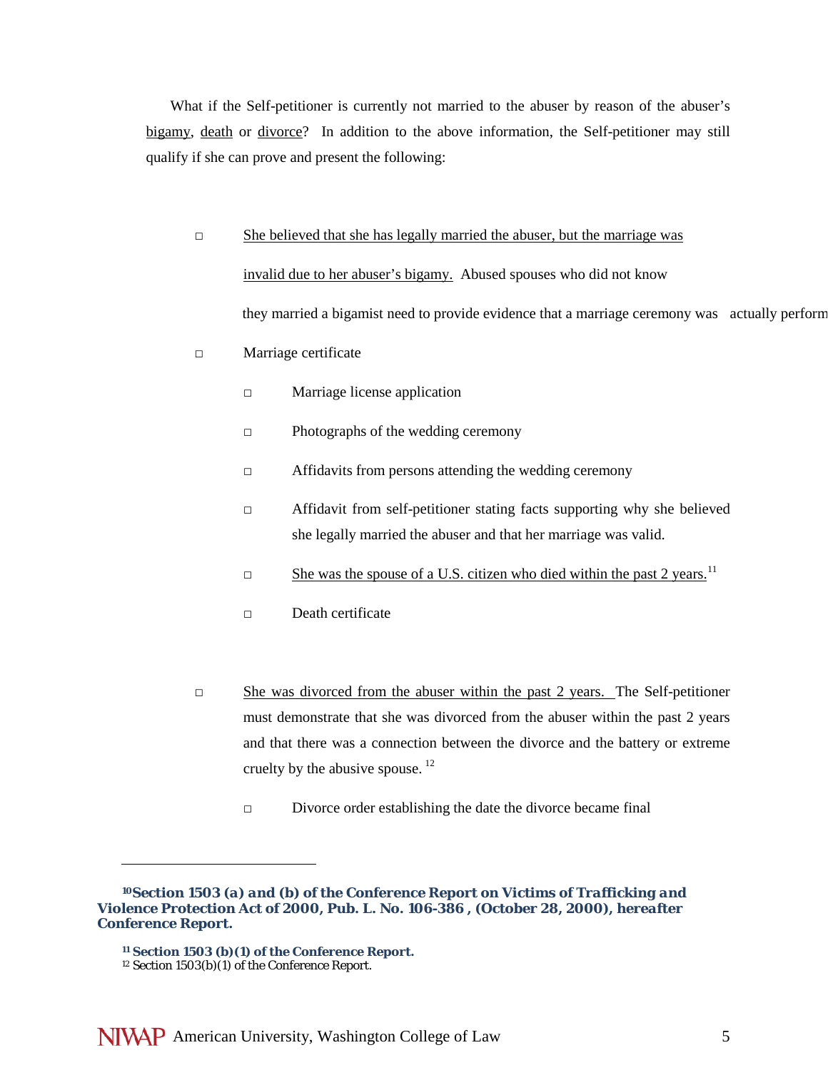What if the Self-petitioner is currently not married to the abuser by reason of the abuser's bigamy, death or divorce? In addition to the above information, the Self-petitioner may still qualify if she can prove and present the following:

- She believed that she has legally married the abuser, but the marriage was invalid due to her abuser's bigamy. Abused spouses who did not know they married a bigamist need to provide evidence that a marriage ceremony was actually perform
- Marriage certificate
  - Marriage license application
  - Photographs of the wedding ceremony
  - Affidavits from persons attending the wedding ceremony
  - Affidavit from self-petitioner stating facts supporting why she believed she legally married the abuser and that her marriage was valid.
  - She was the spouse of a U.S. citizen who died within the past 2 years.[11]
  - Death certificate

- She was divorced from the abuser within the past 2 years. The Self-petitioner must demonstrate that she was divorced from the abuser within the past 2 years and that there was a connection between the divorce and the battery or extreme cruelty by the abusive spouse. [12]
  - Divorce order establishing the date the divorce became final

---

**[10] Section 1503 (a) and (b) of the Conference Report on Victims of Trafficking and Violence Protection Act of 2000, Pub. L. No. 106-386 , (October 28, 2000), hereafter Conference Report.**

**[11] Section 1503 (b)(1) of the Conference Report.**

[12] Section 1503(b)(1) of the Conference Report.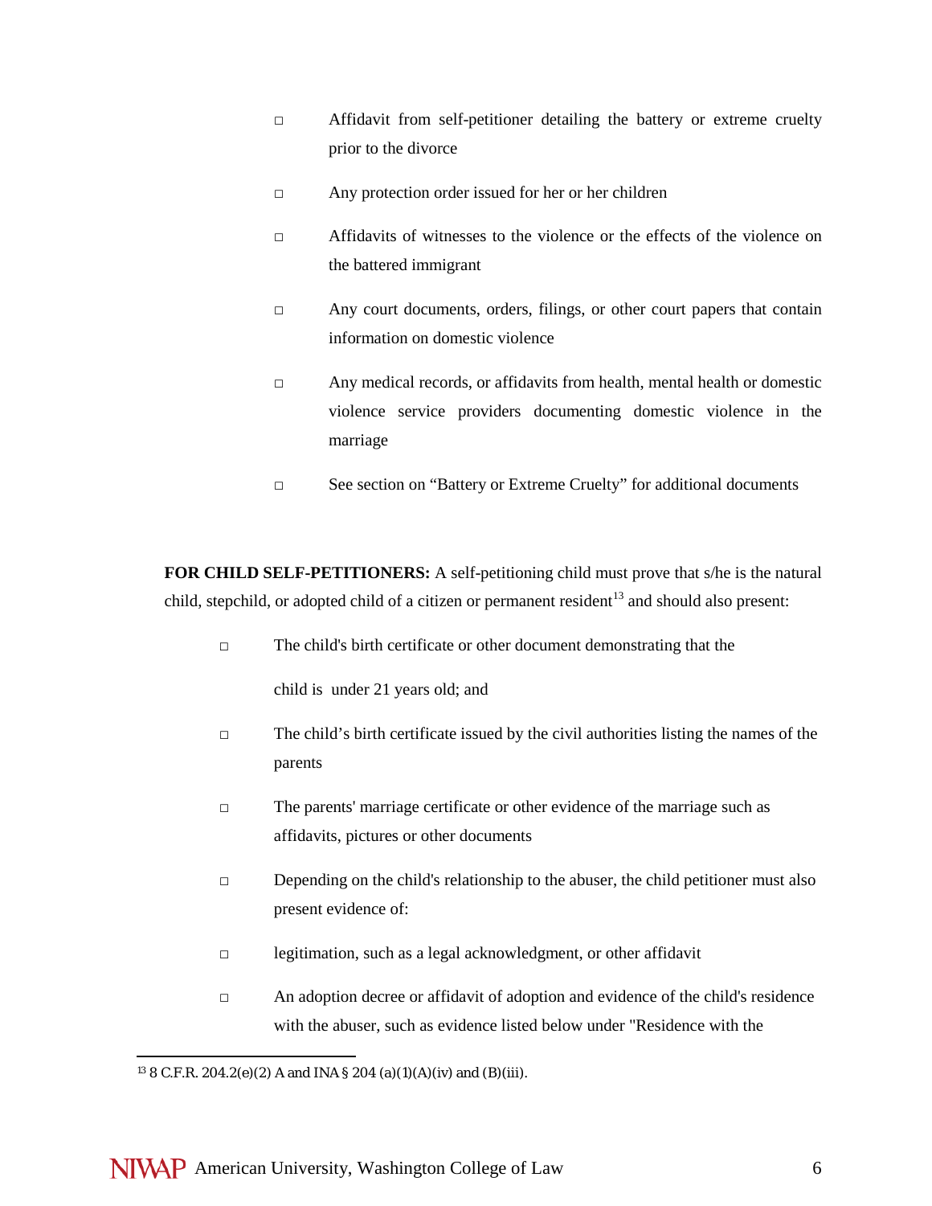- ☐ Affidavit from self-petitioner detailing the battery or extreme cruelty prior to the divorce
- ☐ Any protection order issued for her or her children
- ☐ Affidavits of witnesses to the violence or the effects of the violence on the battered immigrant
- ☐ Any court documents, orders, filings, or other court papers that contain information on domestic violence
- ☐ Any medical records, or affidavits from health, mental health or domestic violence service providers documenting domestic violence in the marriage
- ☐ See section on "Battery or Extreme Cruelty" for additional documents

**FOR CHILD SELF-PETITIONERS:** A self-petitioning child must prove that s/he is the natural child, stepchild, or adopted child of a citizen or permanent resident[13] and should also present:

- ☐ The child's birth certificate or other document demonstrating that the child is under 21 years old; and
- ☐ The child's birth certificate issued by the civil authorities listing the names of the parents
- ☐ The parents' marriage certificate or other evidence of the marriage such as affidavits, pictures or other documents
- ☐ Depending on the child's relationship to the abuser, the child petitioner must also present evidence of:
- ☐ legitimation, such as a legal acknowledgment, or other affidavit
- ☐ An adoption decree or affidavit of adoption and evidence of the child's residence with the abuser, such as evidence listed below under "Residence with the

---

[13] 8 C.F.R. 204.2(e)(2) A and INA § 204 (a)(1)(A)(iv) and (B)(iii).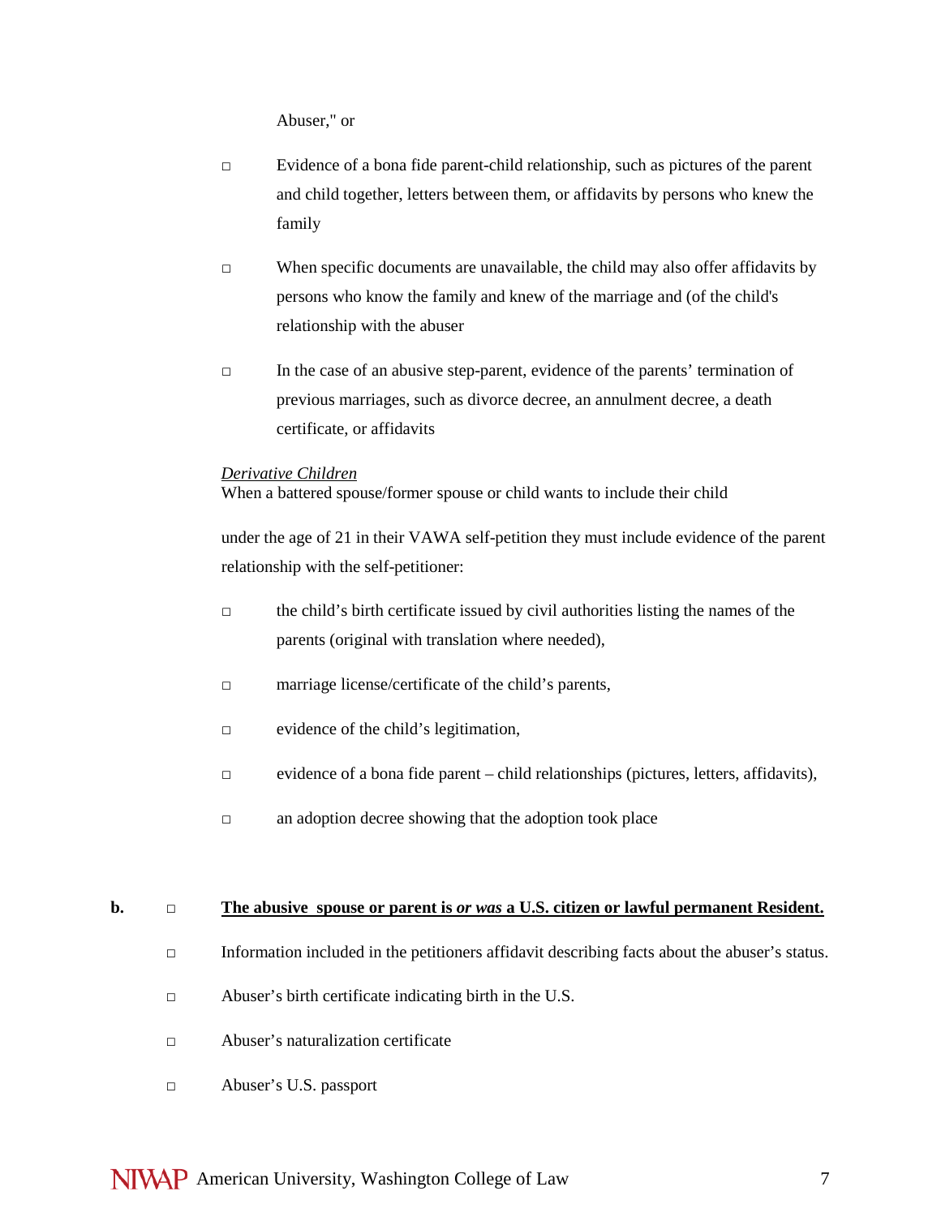Abuser," or

- □ Evidence of a bona fide parent-child relationship, such as pictures of the parent and child together, letters between them, or affidavits by persons who knew the family
- □ When specific documents are unavailable, the child may also offer affidavits by persons who know the family and knew of the marriage and (of the child's relationship with the abuser
- □ In the case of an abusive step-parent, evidence of the parents' termination of previous marriages, such as divorce decree, an annulment decree, a death certificate, or affidavits

<u>*Derivative Children*</u>
When a battered spouse/former spouse or child wants to include their child

under the age of 21 in their VAWA self-petition they must include evidence of the parent relationship with the self-petitioner:

- □ the child's birth certificate issued by civil authorities listing the names of the parents (original with translation where needed),
- □ marriage license/certificate of the child's parents,
- □ evidence of the child's legitimation,
- □ evidence of a bona fide parent – child relationships (pictures, letters, affidavits),
- □ an adoption decree showing that the adoption took place

**b.** □ **<u>The abusive spouse or parent is *or was* a U.S. citizen or lawful permanent Resident.</u>**

- □ Information included in the petitioners affidavit describing facts about the abuser's status.
- □ Abuser's birth certificate indicating birth in the U.S.
- □ Abuser's naturalization certificate
- □ Abuser's U.S. passport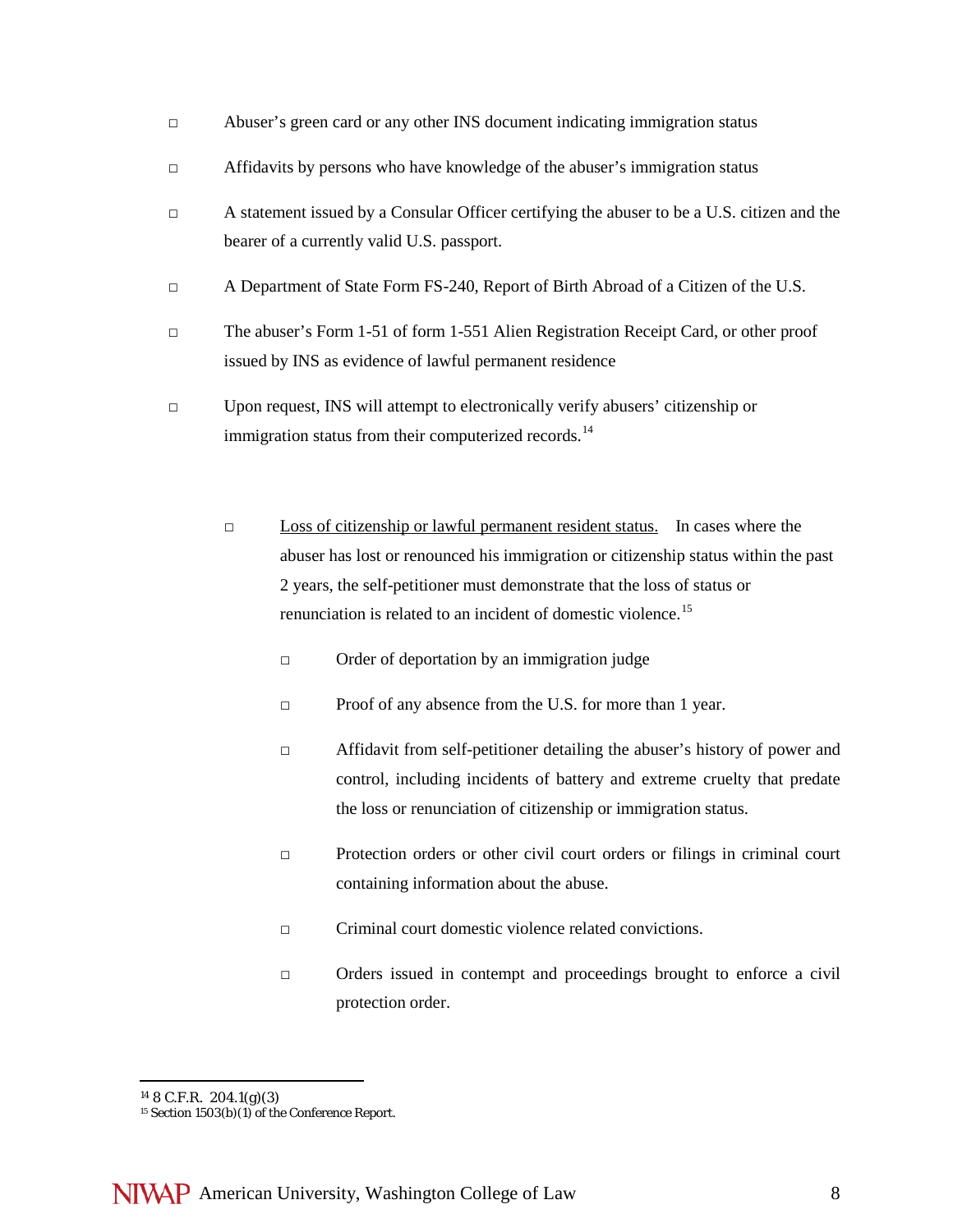- □ Abuser's green card or any other INS document indicating immigration status
- □ Affidavits by persons who have knowledge of the abuser's immigration status
- □ A statement issued by a Consular Officer certifying the abuser to be a U.S. citizen and the bearer of a currently valid U.S. passport.
- □ A Department of State Form FS-240, Report of Birth Abroad of a Citizen of the U.S.
- □ The abuser's Form 1-51 of form 1-551 Alien Registration Receipt Card, or other proof issued by INS as evidence of lawful permanent residence
- □ Upon request, INS will attempt to electronically verify abusers' citizenship or immigration status from their computerized records.[14]

  - □ <u>Loss of citizenship or lawful permanent resident status.</u> In cases where the abuser has lost or renounced his immigration or citizenship status within the past 2 years, the self-petitioner must demonstrate that the loss of status or renunciation is related to an incident of domestic violence.[15]
    - □ Order of deportation by an immigration judge
    - □ Proof of any absence from the U.S. for more than 1 year.
    - □ Affidavit from self-petitioner detailing the abuser's history of power and control, including incidents of battery and extreme cruelty that predate the loss or renunciation of citizenship or immigration status.
    - □ Protection orders or other civil court orders or filings in criminal court containing information about the abuse.
    - □ Criminal court domestic violence related convictions.
    - □ Orders issued in contempt and proceedings brought to enforce a civil protection order.

---

[14] 8 C.F.R. 204.1(g)(3)

[15] Section 1503(b)(1) of the Conference Report.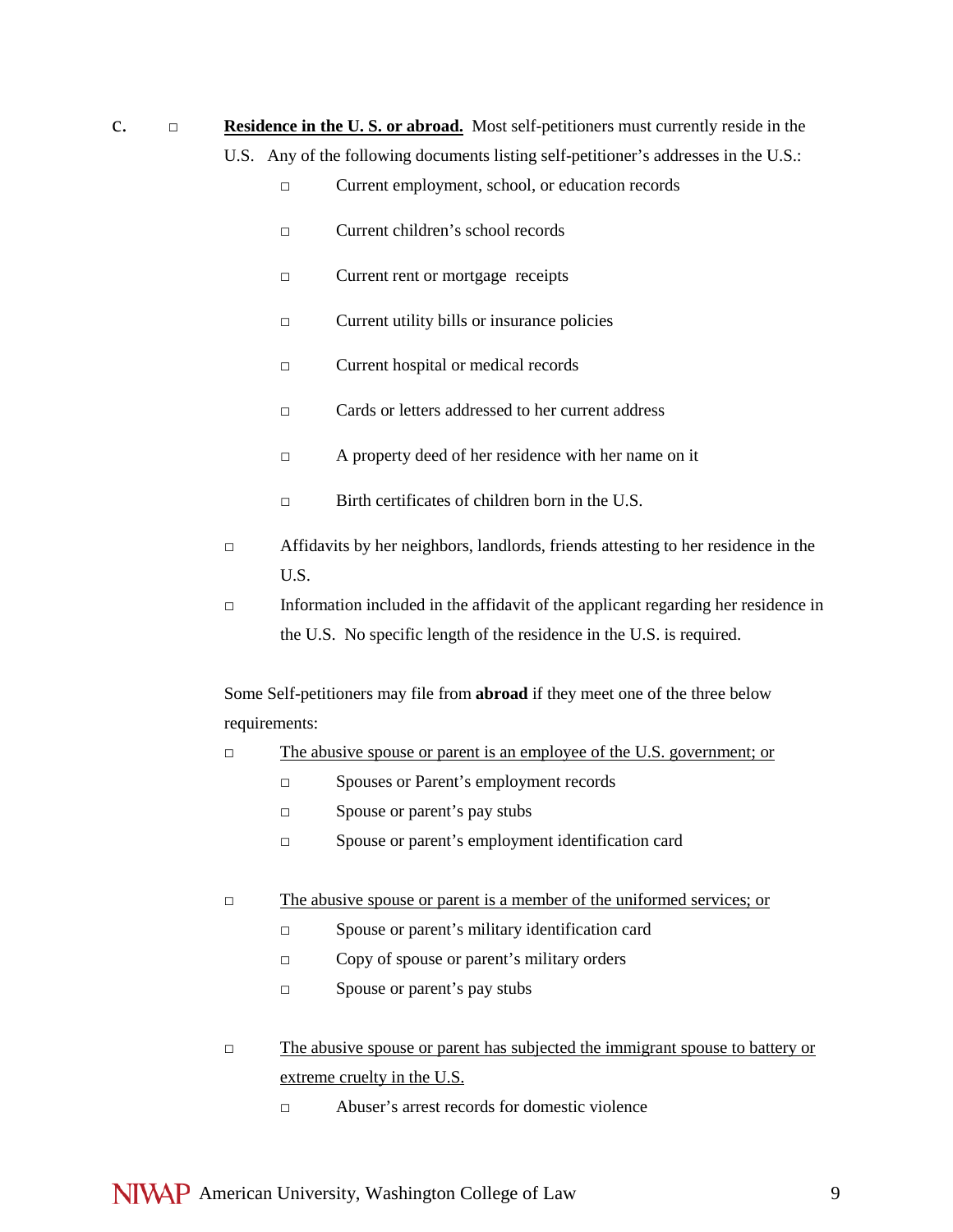c. □ **<u>Residence in the U. S. or abroad.</u>** Most self-petitioners must currently reside in the U.S. Any of the following documents listing self-petitioner's addresses in the U.S.:

- □ Current employment, school, or education records
- □ Current children's school records
- □ Current rent or mortgage receipts
- □ Current utility bills or insurance policies
- □ Current hospital or medical records
- □ Cards or letters addressed to her current address
- □ A property deed of her residence with her name on it
- □ Birth certificates of children born in the U.S.

□ Affidavits by her neighbors, landlords, friends attesting to her residence in the U.S.

□ Information included in the affidavit of the applicant regarding her residence in the U.S. No specific length of the residence in the U.S. is required.

Some Self-petitioners may file from **abroad** if they meet one of the three below requirements:

□ <u>The abusive spouse or parent is an employee of the U.S. government; or</u>

- □ Spouses or Parent's employment records
- □ Spouse or parent's pay stubs
- □ Spouse or parent's employment identification card

□ <u>The abusive spouse or parent is a member of the uniformed services; or</u>

- □ Spouse or parent's military identification card
- □ Copy of spouse or parent's military orders
- □ Spouse or parent's pay stubs

□ <u>The abusive spouse or parent has subjected the immigrant spouse to battery or extreme cruelty in the U.S.</u>

- □ Abuser's arrest records for domestic violence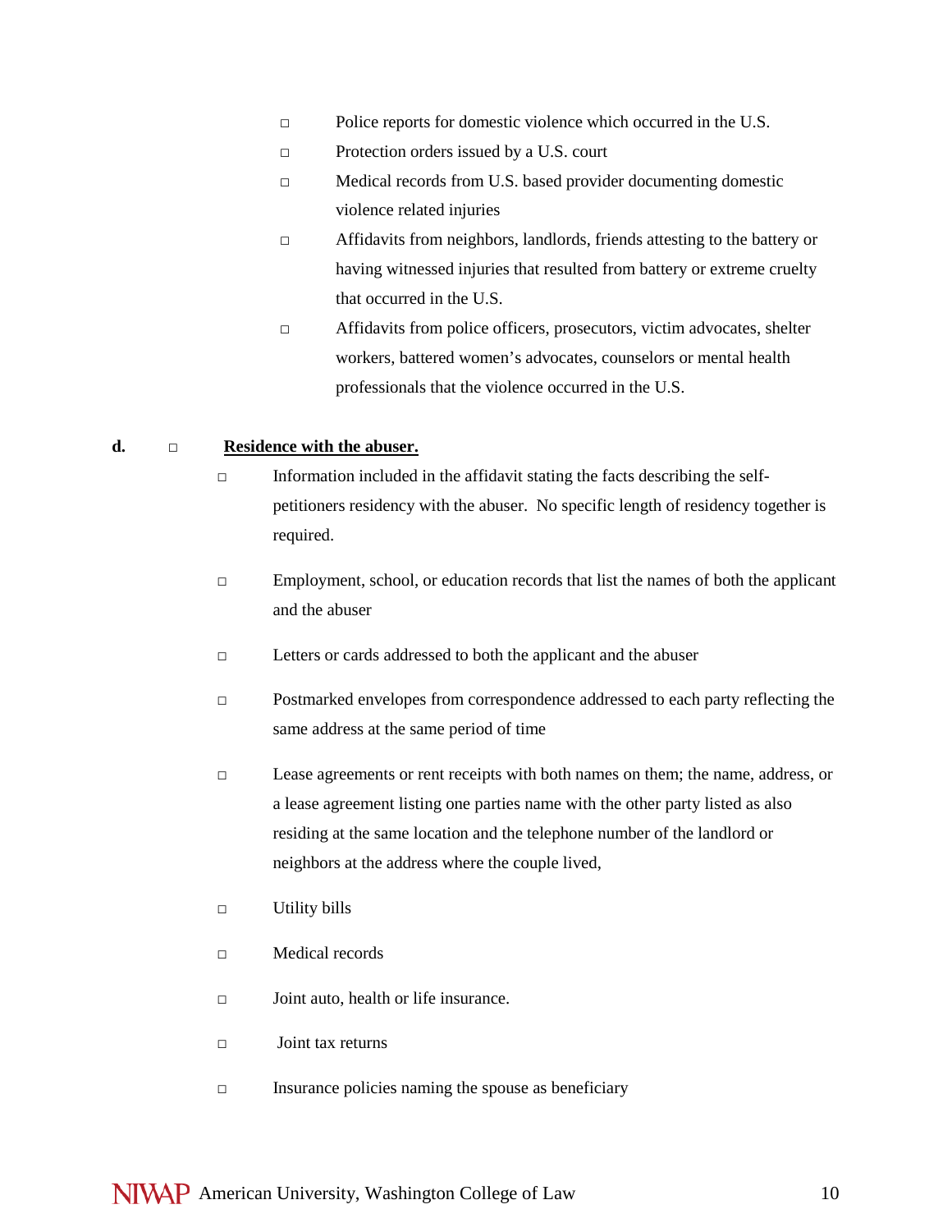- □ Police reports for domestic violence which occurred in the U.S.
- □ Protection orders issued by a U.S. court
- □ Medical records from U.S. based provider documenting domestic violence related injuries
- □ Affidavits from neighbors, landlords, friends attesting to the battery or having witnessed injuries that resulted from battery or extreme cruelty that occurred in the U.S.
- □ Affidavits from police officers, prosecutors, victim advocates, shelter workers, battered women's advocates, counselors or mental health professionals that the violence occurred in the U.S.

**d.** □ **<u>Residence with the abuser.</u>**

- □ Information included in the affidavit stating the facts describing the self-petitioners residency with the abuser. No specific length of residency together is required.
- □ Employment, school, or education records that list the names of both the applicant and the abuser
- □ Letters or cards addressed to both the applicant and the abuser
- □ Postmarked envelopes from correspondence addressed to each party reflecting the same address at the same period of time
- □ Lease agreements or rent receipts with both names on them; the name, address, or a lease agreement listing one parties name with the other party listed as also residing at the same location and the telephone number of the landlord or neighbors at the address where the couple lived,
- □ Utility bills
- □ Medical records
- □ Joint auto, health or life insurance.
- □ Joint tax returns
- □ Insurance policies naming the spouse as beneficiary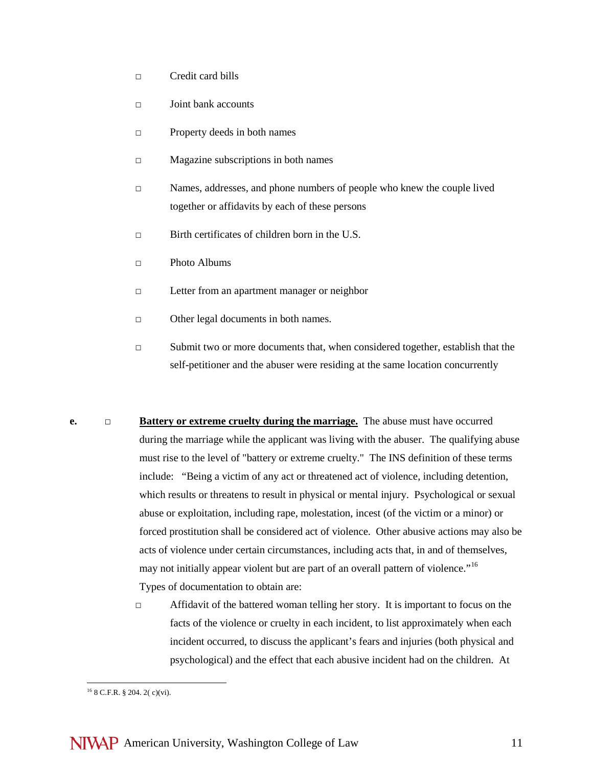- □ Credit card bills
- □ Joint bank accounts
- □ Property deeds in both names
- □ Magazine subscriptions in both names
- □ Names, addresses, and phone numbers of people who knew the couple lived together or affidavits by each of these persons
- □ Birth certificates of children born in the U.S.
- □ Photo Albums
- □ Letter from an apartment manager or neighbor
- □ Other legal documents in both names.
- □ Submit two or more documents that, when considered together, establish that the self-petitioner and the abuser were residing at the same location concurrently

**e.** □ **<u>Battery or extreme cruelty during the marriage.</u>** The abuse must have occurred during the marriage while the applicant was living with the abuser. The qualifying abuse must rise to the level of "battery or extreme cruelty." The INS definition of these terms include: "Being a victim of any act or threatened act of violence, including detention, which results or threatens to result in physical or mental injury. Psychological or sexual abuse or exploitation, including rape, molestation, incest (of the victim or a minor) or forced prostitution shall be considered act of violence. Other abusive actions may also be acts of violence under certain circumstances, including acts that, in and of themselves, may not initially appear violent but are part of an overall pattern of violence."[16]

Types of documentation to obtain are:

- □ Affidavit of the battered woman telling her story. It is important to focus on the facts of the violence or cruelty in each incident, to list approximately when each incident occurred, to discuss the applicant's fears and injuries (both physical and psychological) and the effect that each abusive incident had on the children. At

---

[16] 8 C.F.R. § 204. 2( c)(vi).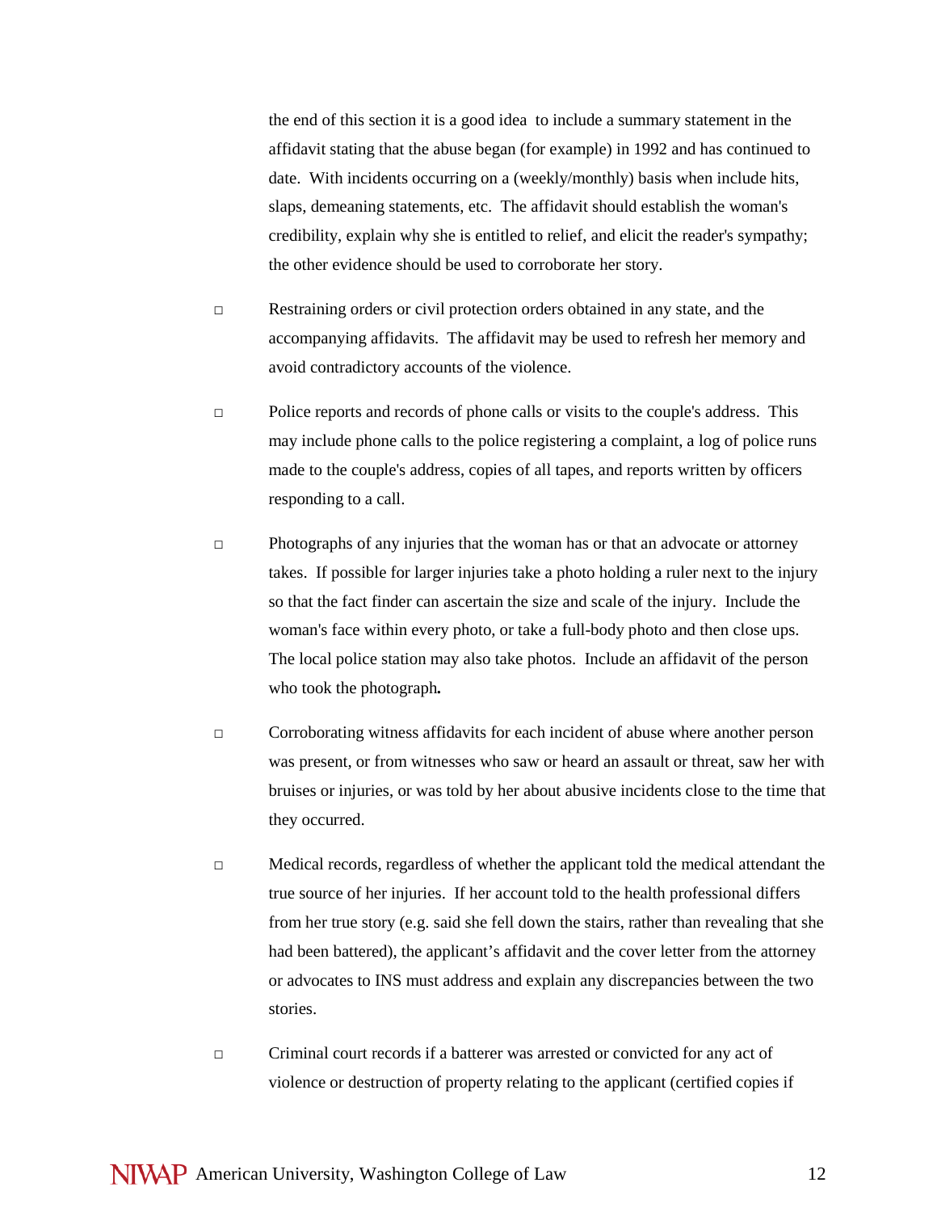the end of this section it is a good idea to include a summary statement in the affidavit stating that the abuse began (for example) in 1992 and has continued to date. With incidents occurring on a (weekly/monthly) basis when include hits, slaps, demeaning statements, etc. The affidavit should establish the woman's credibility, explain why she is entitled to relief, and elicit the reader's sympathy; the other evidence should be used to corroborate her story.

- □ Restraining orders or civil protection orders obtained in any state, and the accompanying affidavits. The affidavit may be used to refresh her memory and avoid contradictory accounts of the violence.

- □ Police reports and records of phone calls or visits to the couple's address. This may include phone calls to the police registering a complaint, a log of police runs made to the couple's address, copies of all tapes, and reports written by officers responding to a call.

- □ Photographs of any injuries that the woman has or that an advocate or attorney takes. If possible for larger injuries take a photo holding a ruler next to the injury so that the fact finder can ascertain the size and scale of the injury. Include the woman's face within every photo, or take a full-body photo and then close ups. The local police station may also take photos. Include an affidavit of the person who took the photograph**.**

- □ Corroborating witness affidavits for each incident of abuse where another person was present, or from witnesses who saw or heard an assault or threat, saw her with bruises or injuries, or was told by her about abusive incidents close to the time that they occurred.

- □ Medical records, regardless of whether the applicant told the medical attendant the true source of her injuries. If her account told to the health professional differs from her true story (e.g. said she fell down the stairs, rather than revealing that she had been battered), the applicant's affidavit and the cover letter from the attorney or advocates to INS must address and explain any discrepancies between the two stories.

- □ Criminal court records if a batterer was arrested or convicted for any act of violence or destruction of property relating to the applicant (certified copies if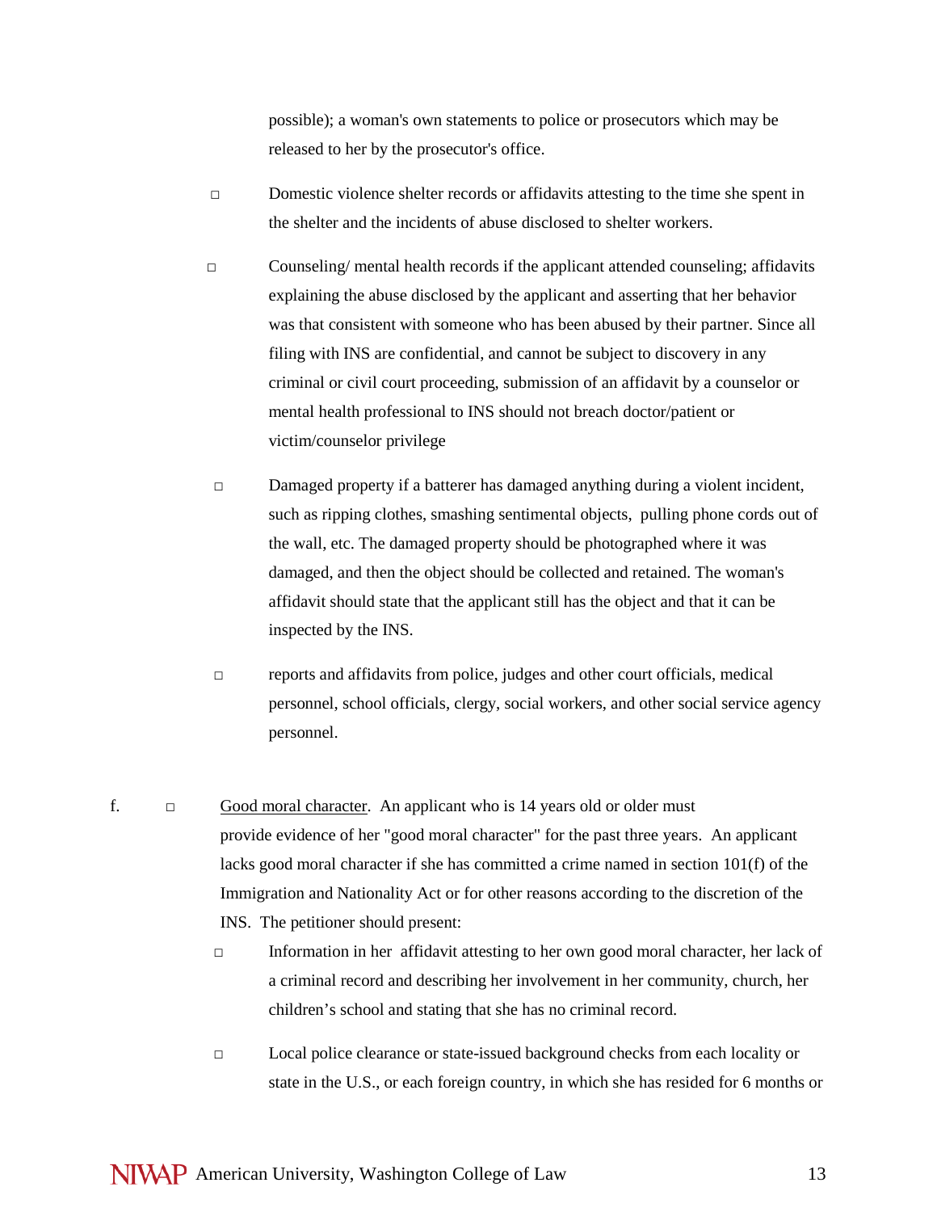possible); a woman's own statements to police or prosecutors which may be released to her by the prosecutor's office.

- □ Domestic violence shelter records or affidavits attesting to the time she spent in the shelter and the incidents of abuse disclosed to shelter workers.

- □ Counseling/ mental health records if the applicant attended counseling; affidavits explaining the abuse disclosed by the applicant and asserting that her behavior was that consistent with someone who has been abused by their partner. Since all filing with INS are confidential, and cannot be subject to discovery in any criminal or civil court proceeding, submission of an affidavit by a counselor or mental health professional to INS should not breach doctor/patient or victim/counselor privilege

- □ Damaged property if a batterer has damaged anything during a violent incident, such as ripping clothes, smashing sentimental objects, pulling phone cords out of the wall, etc. The damaged property should be photographed where it was damaged, and then the object should be collected and retained. The woman's affidavit should state that the applicant still has the object and that it can be inspected by the INS.

- □ reports and affidavits from police, judges and other court officials, medical personnel, school officials, clergy, social workers, and other social service agency personnel.

f. □ Good moral character. An applicant who is 14 years old or older must provide evidence of her "good moral character" for the past three years. An applicant lacks good moral character if she has committed a crime named in section 101(f) of the Immigration and Nationality Act or for other reasons according to the discretion of the INS. The petitioner should present:

- □ Information in her affidavit attesting to her own good moral character, her lack of a criminal record and describing her involvement in her community, church, her children's school and stating that she has no criminal record.

- □ Local police clearance or state-issued background checks from each locality or state in the U.S., or each foreign country, in which she has resided for 6 months or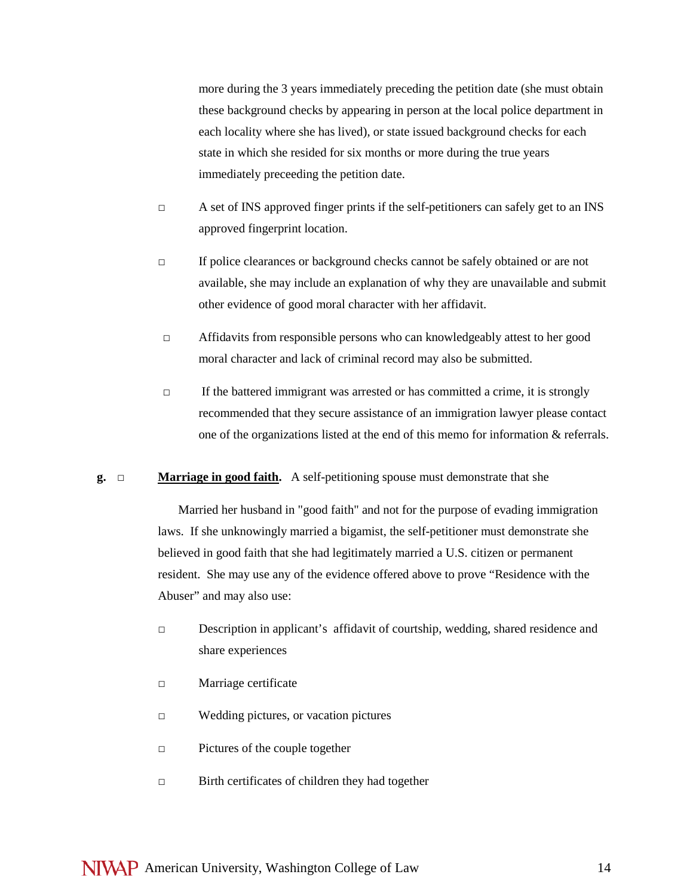more during the 3 years immediately preceding the petition date (she must obtain these background checks by appearing in person at the local police department in each locality where she has lived), or state issued background checks for each state in which she resided for six months or more during the true years immediately preceeding the petition date.

- □ A set of INS approved finger prints if the self-petitioners can safely get to an INS approved fingerprint location.
- □ If police clearances or background checks cannot be safely obtained or are not available, she may include an explanation of why they are unavailable and submit other evidence of good moral character with her affidavit.
- □ Affidavits from responsible persons who can knowledgeably attest to her good moral character and lack of criminal record may also be submitted.
- □ If the battered immigrant was arrested or has committed a crime, it is strongly recommended that they secure assistance of an immigration lawyer please contact one of the organizations listed at the end of this memo for information & referrals.

**g.** □ **<u>Marriage in good faith</u>.** A self-petitioning spouse must demonstrate that she

Married her husband in "good faith" and not for the purpose of evading immigration laws. If she unknowingly married a bigamist, the self-petitioner must demonstrate she believed in good faith that she had legitimately married a U.S. citizen or permanent resident. She may use any of the evidence offered above to prove "Residence with the Abuser" and may also use:

- □ Description in applicant's affidavit of courtship, wedding, shared residence and share experiences
- □ Marriage certificate
- □ Wedding pictures, or vacation pictures
- □ Pictures of the couple together
- □ Birth certificates of children they had together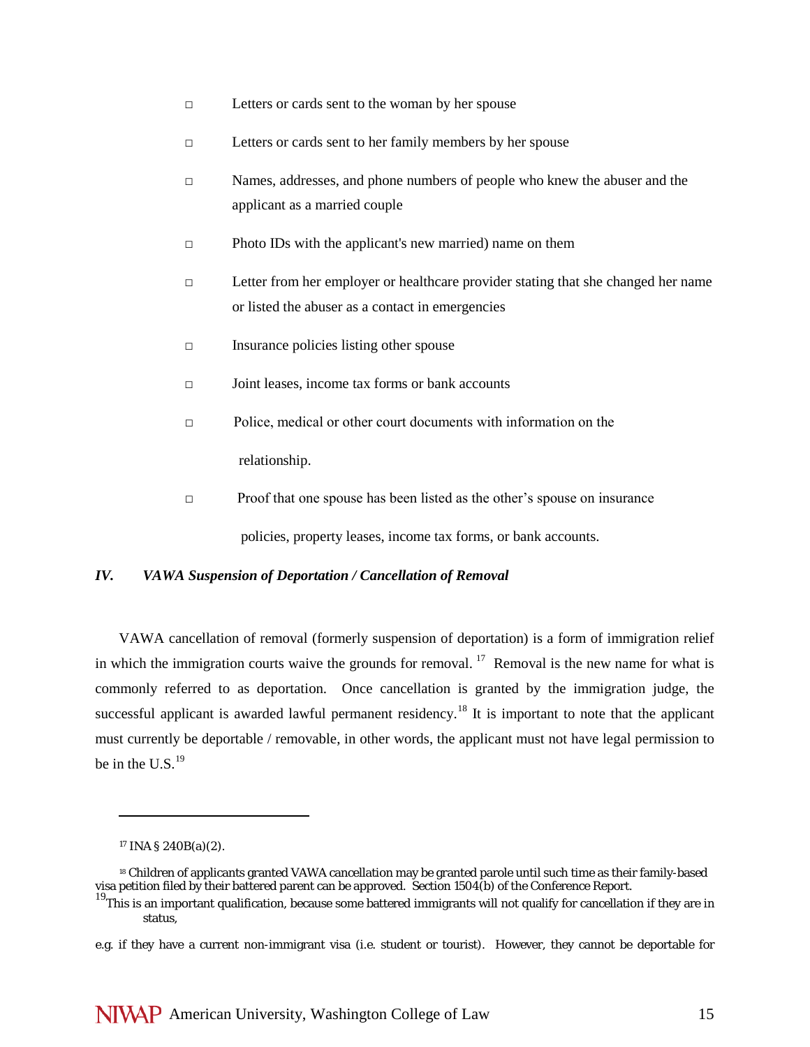- Letters or cards sent to the woman by her spouse
- Letters or cards sent to her family members by her spouse
- Names, addresses, and phone numbers of people who knew the abuser and the applicant as a married couple
- Photo IDs with the applicant's new married) name on them
- Letter from her employer or healthcare provider stating that she changed her name or listed the abuser as a contact in emergencies
- Insurance policies listing other spouse
- Joint leases, income tax forms or bank accounts
- Police, medical or other court documents with information on the relationship.
- Proof that one spouse has been listed as the other's spouse on insurance policies, property leases, income tax forms, or bank accounts.

## *IV. VAWA Suspension of Deportation / Cancellation of Removal*

VAWA cancellation of removal (formerly suspension of deportation) is a form of immigration relief in which the immigration courts waive the grounds for removal. [17] Removal is the new name for what is commonly referred to as deportation. Once cancellation is granted by the immigration judge, the successful applicant is awarded lawful permanent residency.[18] It is important to note that the applicant must currently be deportable / removable, in other words, the applicant must not have legal permission to be in the U.S.[19]

---

[17] INA § 240B(a)(2).

[18] Children of applicants granted VAWA cancellation may be granted parole until such time as their family-based visa petition filed by their battered parent can be approved. Section 1504(b) of the Conference Report.

[19] This is an important qualification, because some battered immigrants will not qualify for cancellation if they are in status,

e.g. if they have a current non-immigrant visa (i.e. student or tourist). However, they cannot be deportable for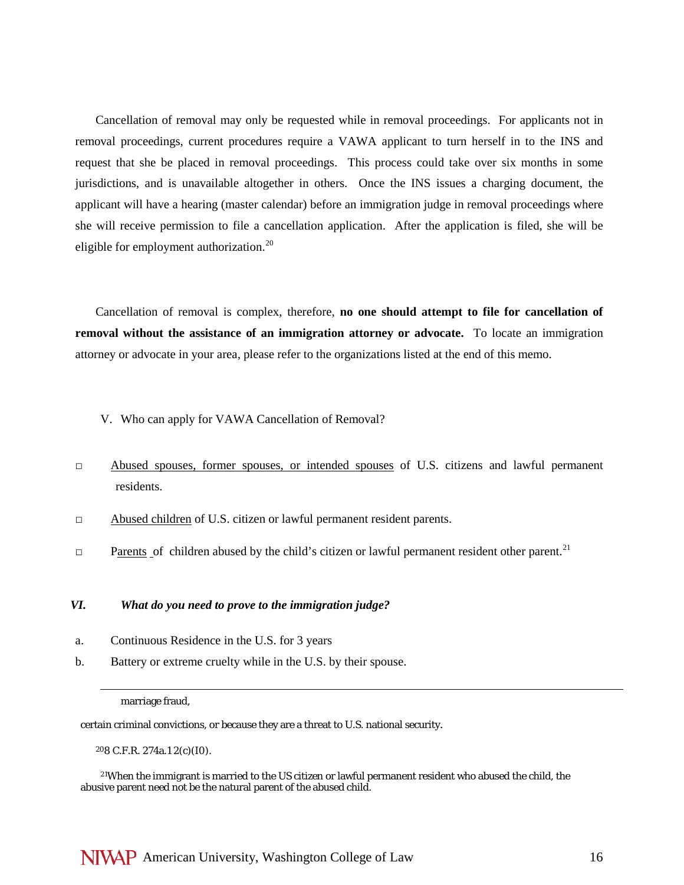Cancellation of removal may only be requested while in removal proceedings. For applicants not in removal proceedings, current procedures require a VAWA applicant to turn herself in to the INS and request that she be placed in removal proceedings. This process could take over six months in some jurisdictions, and is unavailable altogether in others. Once the INS issues a charging document, the applicant will have a hearing (master calendar) before an immigration judge in removal proceedings where she will receive permission to file a cancellation application. After the application is filed, she will be eligible for employment authorization.[20]

Cancellation of removal is complex, therefore, **no one should attempt to file for cancellation of removal without the assistance of an immigration attorney or advocate.** To locate an immigration attorney or advocate in your area, please refer to the organizations listed at the end of this memo.

## V. Who can apply for VAWA Cancellation of Removal?

- □ Abused spouses, former spouses, or intended spouses of U.S. citizens and lawful permanent residents.
- □ Abused children of U.S. citizen or lawful permanent resident parents.
- □ Parents of children abused by the child's citizen or lawful permanent resident other parent.[21]

## *VI. What do you need to prove to the immigration judge?*

a. Continuous Residence in the U.S. for 3 years

b. Battery or extreme cruelty while in the U.S. by their spouse.

---

marriage fraud,

certain criminal convictions, or because they are a threat to U.S. national security.

[20] 8 C.F.R. 274a.12(c)(I0).

[21] When the immigrant is married to the US citizen or lawful permanent resident who abused the child, the abusive parent need not be the natural parent of the abused child.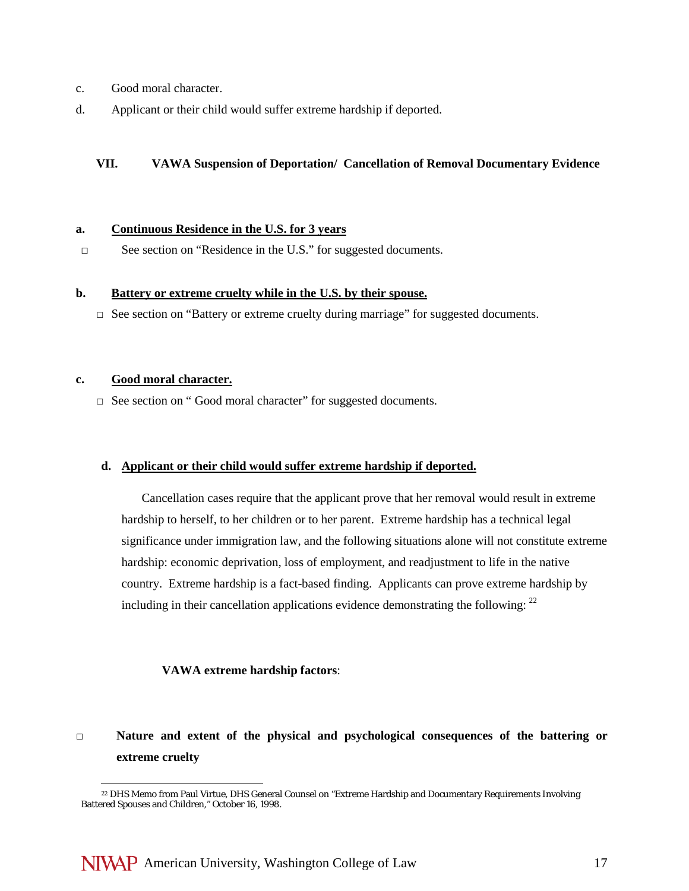c. Good moral character.

d. Applicant or their child would suffer extreme hardship if deported.

## VII. VAWA Suspension of Deportation/ Cancellation of Removal Documentary Evidence

**a. <u>Continuous Residence in the U.S. for 3 years</u>**

- □ See section on "Residence in the U.S." for suggested documents.

**b. <u>Battery or extreme cruelty while in the U.S. by their spouse.</u>**

- □ See section on "Battery or extreme cruelty during marriage" for suggested documents.

**c. <u>Good moral character.</u>**

- □ See section on " Good moral character" for suggested documents.

**d. <u>Applicant or their child would suffer extreme hardship if deported.</u>**

Cancellation cases require that the applicant prove that her removal would result in extreme hardship to herself, to her children or to her parent. Extreme hardship has a technical legal significance under immigration law, and the following situations alone will not constitute extreme hardship: economic deprivation, loss of employment, and readjustment to life in the native country. Extreme hardship is a fact-based finding. Applicants can prove extreme hardship by including in their cancellation applications evidence demonstrating the following: [22]

**VAWA extreme hardship factors**:

- □ **Nature and extent of the physical and psychological consequences of the battering or extreme cruelty**

[22] DHS Memo from Paul Virtue, DHS General Counsel on "Extreme Hardship and Documentary Requirements Involving Battered Spouses and Children," October 16, 1998.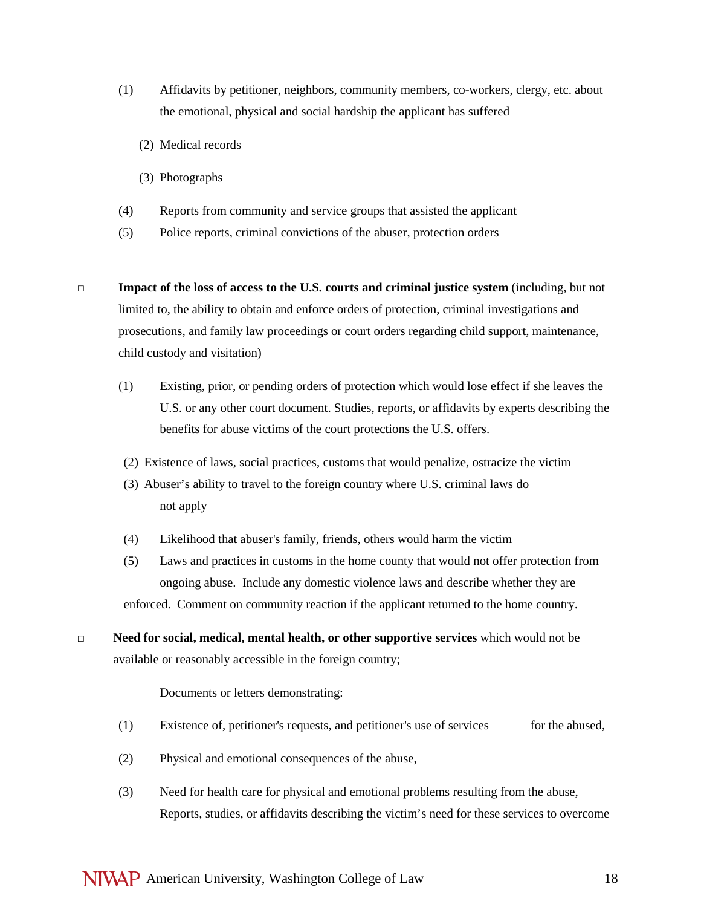(1) Affidavits by petitioner, neighbors, community members, co-workers, clergy, etc. about the emotional, physical and social hardship the applicant has suffered

(2) Medical records

(3) Photographs

(4) Reports from community and service groups that assisted the applicant

(5) Police reports, criminal convictions of the abuser, protection orders

□ **Impact of the loss of access to the U.S. courts and criminal justice system** (including, but not limited to, the ability to obtain and enforce orders of protection, criminal investigations and prosecutions, and family law proceedings or court orders regarding child support, maintenance, child custody and visitation)

(1) Existing, prior, or pending orders of protection which would lose effect if she leaves the U.S. or any other court document. Studies, reports, or affidavits by experts describing the benefits for abuse victims of the court protections the U.S. offers.

(2) Existence of laws, social practices, customs that would penalize, ostracize the victim

(3) Abuser's ability to travel to the foreign country where U.S. criminal laws do not apply

(4) Likelihood that abuser's family, friends, others would harm the victim

(5) Laws and practices in customs in the home county that would not offer protection from ongoing abuse. Include any domestic violence laws and describe whether they are enforced. Comment on community reaction if the applicant returned to the home country.

□ **Need for social, medical, mental health, or other supportive services** which would not be available or reasonably accessible in the foreign country;

Documents or letters demonstrating:

(1) Existence of, petitioner's requests, and petitioner's use of services for the abused,

(2) Physical and emotional consequences of the abuse,

(3) Need for health care for physical and emotional problems resulting from the abuse, Reports, studies, or affidavits describing the victim's need for these services to overcome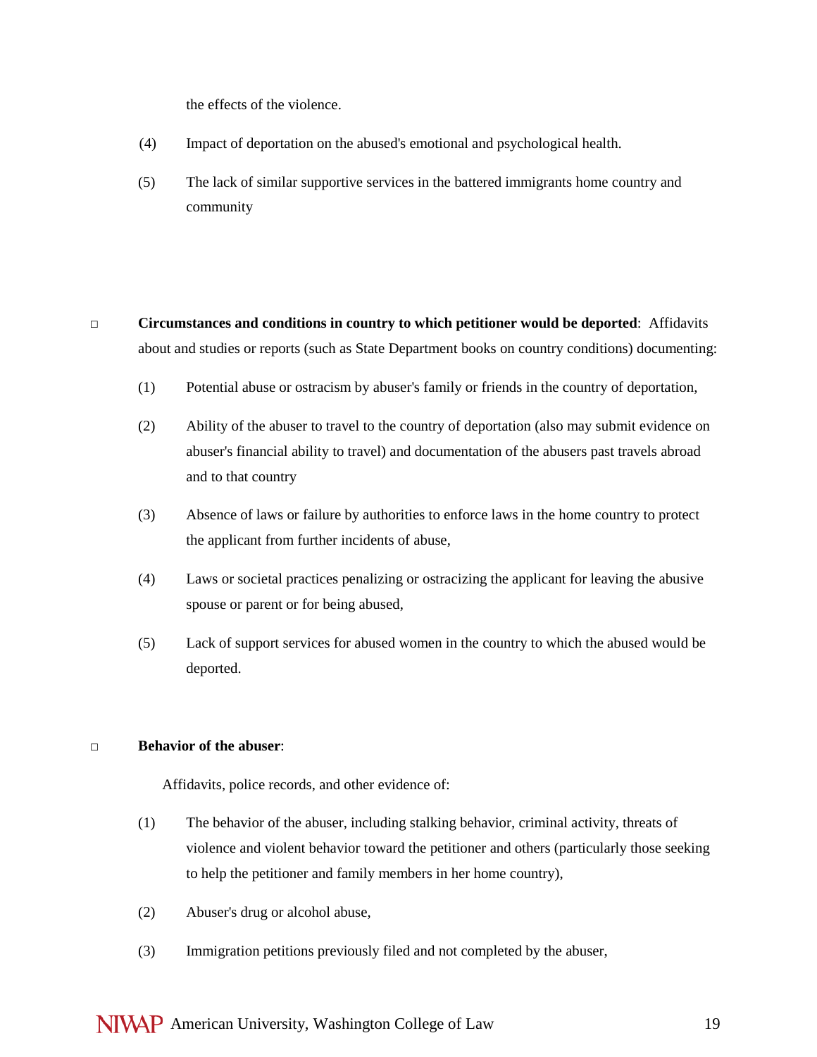the effects of the violence.

(4) Impact of deportation on the abused's emotional and psychological health.

(5) The lack of similar supportive services in the battered immigrants home country and community

- **Circumstances and conditions in country to which petitioner would be deported**: Affidavits about and studies or reports (such as State Department books on country conditions) documenting:

  (1) Potential abuse or ostracism by abuser's family or friends in the country of deportation,

  (2) Ability of the abuser to travel to the country of deportation (also may submit evidence on abuser's financial ability to travel) and documentation of the abusers past travels abroad and to that country

  (3) Absence of laws or failure by authorities to enforce laws in the home country to protect the applicant from further incidents of abuse,

  (4) Laws or societal practices penalizing or ostracizing the applicant for leaving the abusive spouse or parent or for being abused,

  (5) Lack of support services for abused women in the country to which the abused would be deported.

- **Behavior of the abuser**:

  Affidavits, police records, and other evidence of:

  (1) The behavior of the abuser, including stalking behavior, criminal activity, threats of violence and violent behavior toward the petitioner and others (particularly those seeking to help the petitioner and family members in her home country),

  (2) Abuser's drug or alcohol abuse,

  (3) Immigration petitions previously filed and not completed by the abuser,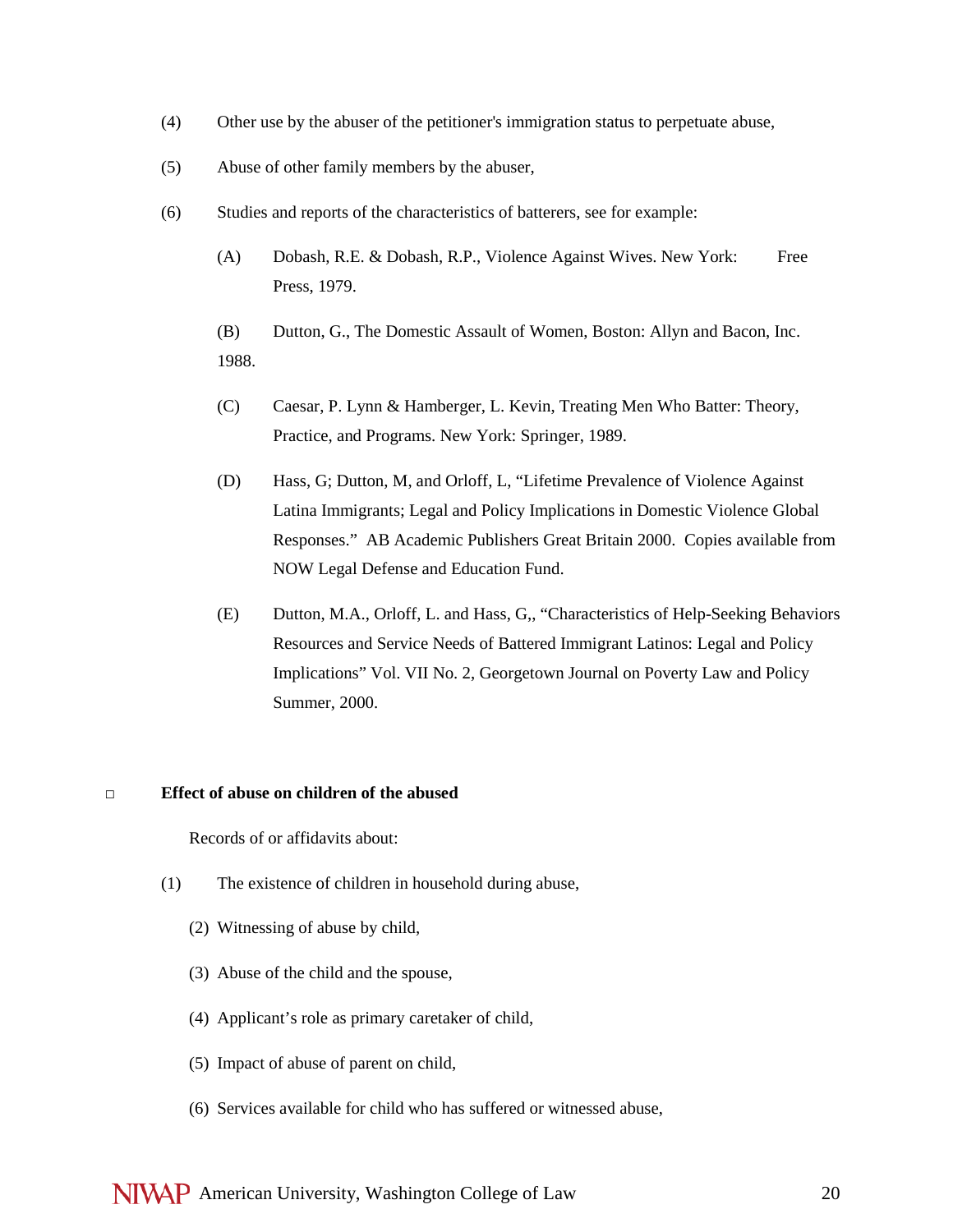(4) Other use by the abuser of the petitioner's immigration status to perpetuate abuse,

(5) Abuse of other family members by the abuser,

(6) Studies and reports of the characteristics of batterers, see for example:

   (A) Dobash, R.E. & Dobash, R.P., Violence Against Wives. New York: Free Press, 1979.

   (B) Dutton, G., The Domestic Assault of Women, Boston: Allyn and Bacon, Inc. 1988.

   (C) Caesar, P. Lynn & Hamberger, L. Kevin, Treating Men Who Batter: Theory, Practice, and Programs. New York: Springer, 1989.

   (D) Hass, G; Dutton, M, and Orloff, L, "Lifetime Prevalence of Violence Against Latina Immigrants; Legal and Policy Implications in Domestic Violence Global Responses." AB Academic Publishers Great Britain 2000. Copies available from NOW Legal Defense and Education Fund.

   (E) Dutton, M.A., Orloff, L. and Hass, G,, "Characteristics of Help-Seeking Behaviors Resources and Service Needs of Battered Immigrant Latinos: Legal and Policy Implications" Vol. VII No. 2, Georgetown Journal on Poverty Law and Policy Summer, 2000.

□ **Effect of abuse on children of the abused**

Records of or affidavits about:

(1) The existence of children in household during abuse,

(2) Witnessing of abuse by child,

(3) Abuse of the child and the spouse,

(4) Applicant's role as primary caretaker of child,

(5) Impact of abuse of parent on child,

(6) Services available for child who has suffered or witnessed abuse,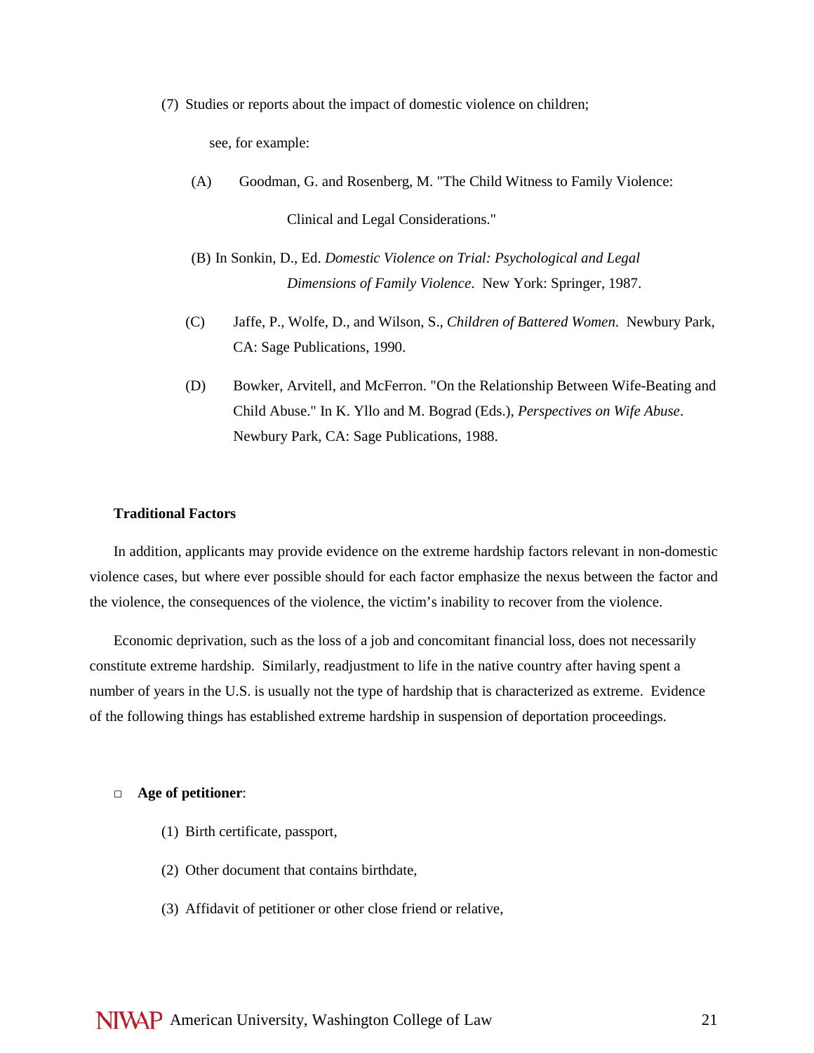(7) Studies or reports about the impact of domestic violence on children;

see, for example:

(A) Goodman, G. and Rosenberg, M. "The Child Witness to Family Violence: Clinical and Legal Considerations."

(B) In Sonkin, D., Ed. *Domestic Violence on Trial: Psychological and Legal Dimensions of Family Violence*. New York: Springer, 1987.

(C) Jaffe, P., Wolfe, D., and Wilson, S., *Children of Battered Women*. Newbury Park, CA: Sage Publications, 1990.

(D) Bowker, Arvitell, and McFerron. "On the Relationship Between Wife-Beating and Child Abuse." In K. Yllo and M. Bograd (Eds.), *Perspectives on Wife Abuse*. Newbury Park, CA: Sage Publications, 1988.

**Traditional Factors**

In addition, applicants may provide evidence on the extreme hardship factors relevant in non-domestic violence cases, but where ever possible should for each factor emphasize the nexus between the factor and the violence, the consequences of the violence, the victim's inability to recover from the violence.

Economic deprivation, such as the loss of a job and concomitant financial loss, does not necessarily constitute extreme hardship. Similarly, readjustment to life in the native country after having spent a number of years in the U.S. is usually not the type of hardship that is characterized as extreme. Evidence of the following things has established extreme hardship in suspension of deportation proceedings.

- **Age of petitioner**:

  (1) Birth certificate, passport,

  (2) Other document that contains birthdate,

  (3) Affidavit of petitioner or other close friend or relative,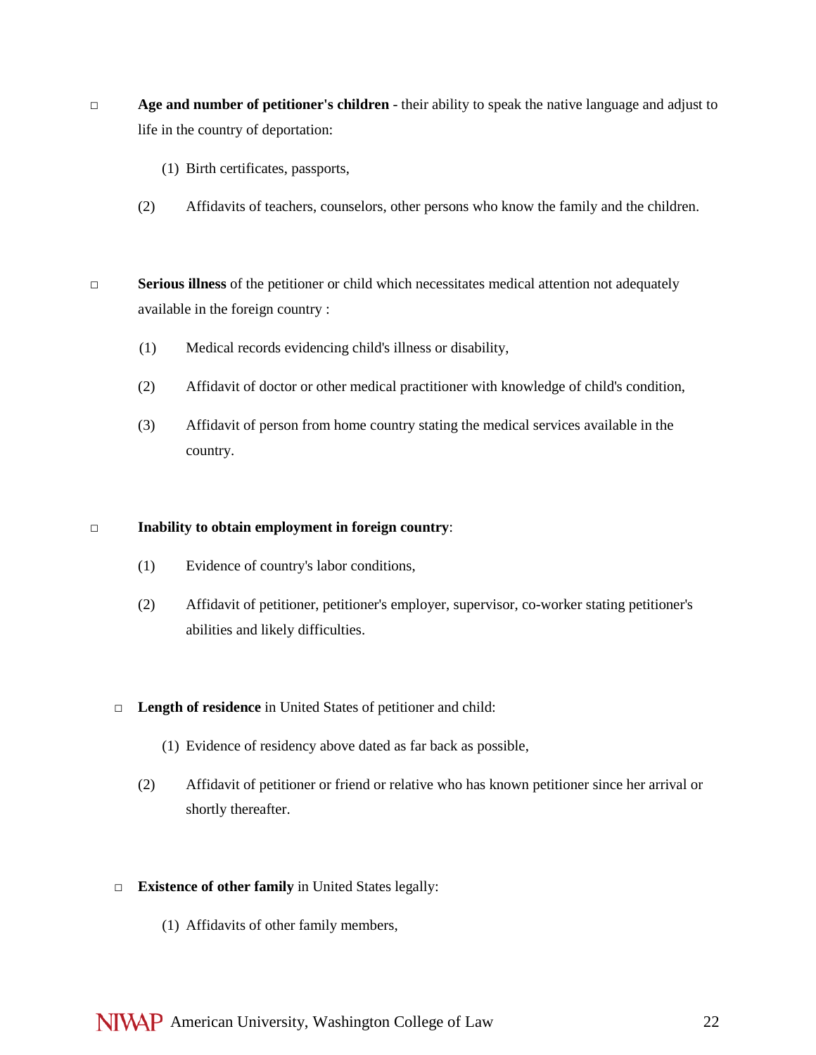- **Age and number of petitioner's children** - their ability to speak the native language and adjust to life in the country of deportation:

  (1) Birth certificates, passports,

  (2) Affidavits of teachers, counselors, other persons who know the family and the children.

- **Serious illness** of the petitioner or child which necessitates medical attention not adequately available in the foreign country :

  (1) Medical records evidencing child's illness or disability,

  (2) Affidavit of doctor or other medical practitioner with knowledge of child's condition,

  (3) Affidavit of person from home country stating the medical services available in the country.

- **Inability to obtain employment in foreign country**:

  (1) Evidence of country's labor conditions,

  (2) Affidavit of petitioner, petitioner's employer, supervisor, co-worker stating petitioner's abilities and likely difficulties.

- **Length of residence** in United States of petitioner and child:

  (1) Evidence of residency above dated as far back as possible,

  (2) Affidavit of petitioner or friend or relative who has known petitioner since her arrival or shortly thereafter.

- **Existence of other family** in United States legally:

  (1) Affidavits of other family members,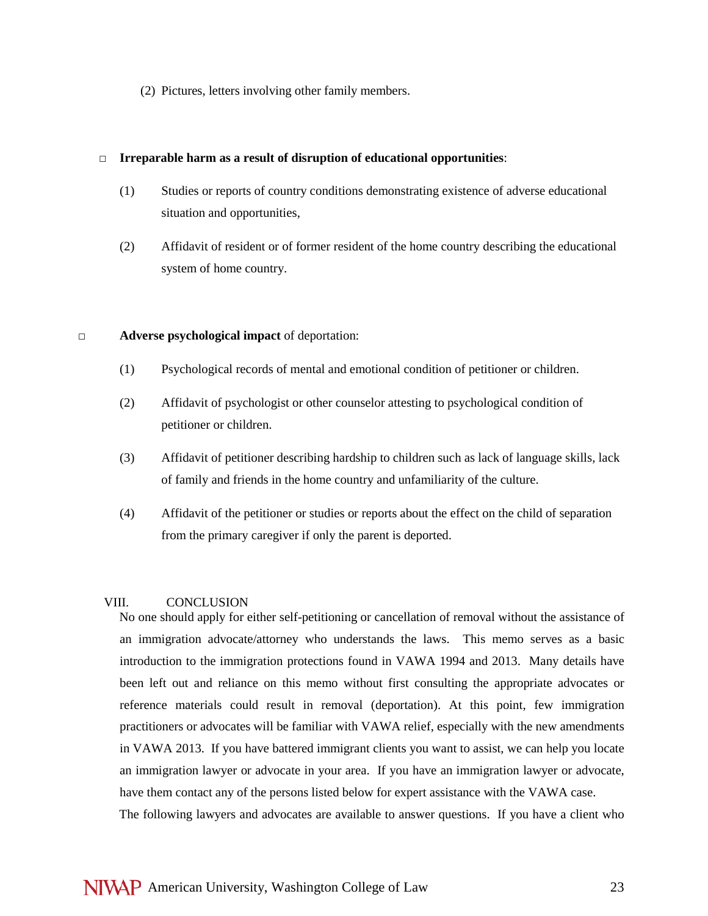(2) Pictures, letters involving other family members.

- **Irreparable harm as a result of disruption of educational opportunities**:

  (1) Studies or reports of country conditions demonstrating existence of adverse educational situation and opportunities,

  (2) Affidavit of resident or of former resident of the home country describing the educational system of home country.

- **Adverse psychological impact** of deportation:

  (1) Psychological records of mental and emotional condition of petitioner or children.

  (2) Affidavit of psychologist or other counselor attesting to psychological condition of petitioner or children.

  (3) Affidavit of petitioner describing hardship to children such as lack of language skills, lack of family and friends in the home country and unfamiliarity of the culture.

  (4) Affidavit of the petitioner or studies or reports about the effect on the child of separation from the primary caregiver if only the parent is deported.

## VIII. CONCLUSION

No one should apply for either self-petitioning or cancellation of removal without the assistance of an immigration advocate/attorney who understands the laws. This memo serves as a basic introduction to the immigration protections found in VAWA 1994 and 2013. Many details have been left out and reliance on this memo without first consulting the appropriate advocates or reference materials could result in removal (deportation). At this point, few immigration practitioners or advocates will be familiar with VAWA relief, especially with the new amendments in VAWA 2013. If you have battered immigrant clients you want to assist, we can help you locate an immigration lawyer or advocate in your area. If you have an immigration lawyer or advocate, have them contact any of the persons listed below for expert assistance with the VAWA case.

The following lawyers and advocates are available to answer questions. If you have a client who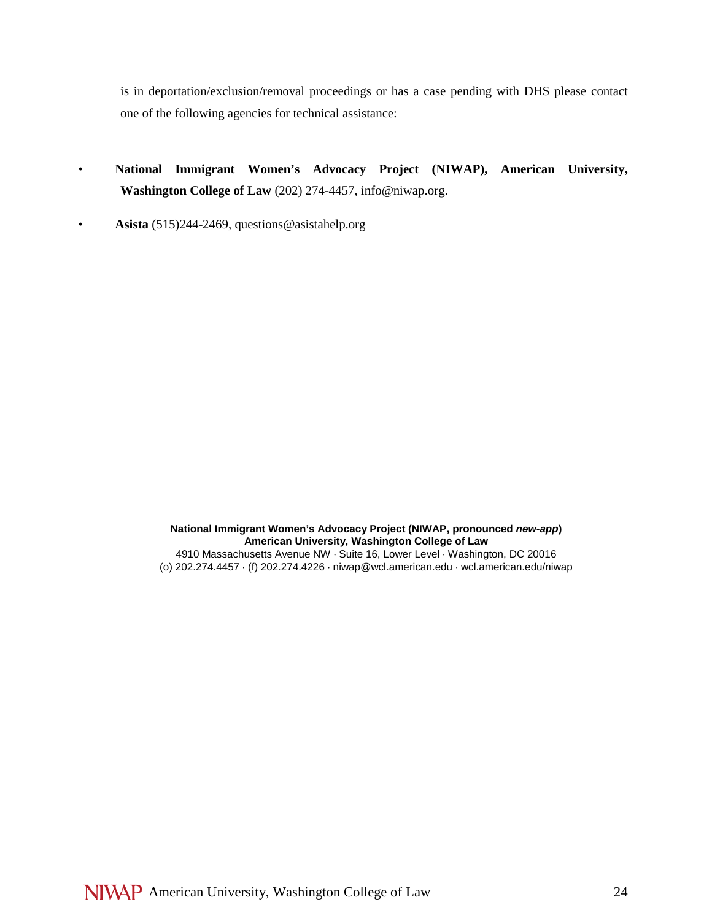is in deportation/exclusion/removal proceedings or has a case pending with DHS please contact one of the following agencies for technical assistance:

- **National Immigrant Women's Advocacy Project (NIWAP), American University, Washington College of Law** (202) 274-4457, info@niwap.org.
- **Asista** (515)244-2469, questions@asistahelp.org

**National Immigrant Women's Advocacy Project (NIWAP, pronounced *new-app*)**
**American University, Washington College of Law**
4910 Massachusetts Avenue NW · Suite 16, Lower Level · Washington, DC 20016
(o) 202.274.4457 · (f) 202.274.4226 · niwap@wcl.american.edu · wcl.american.edu/niwap